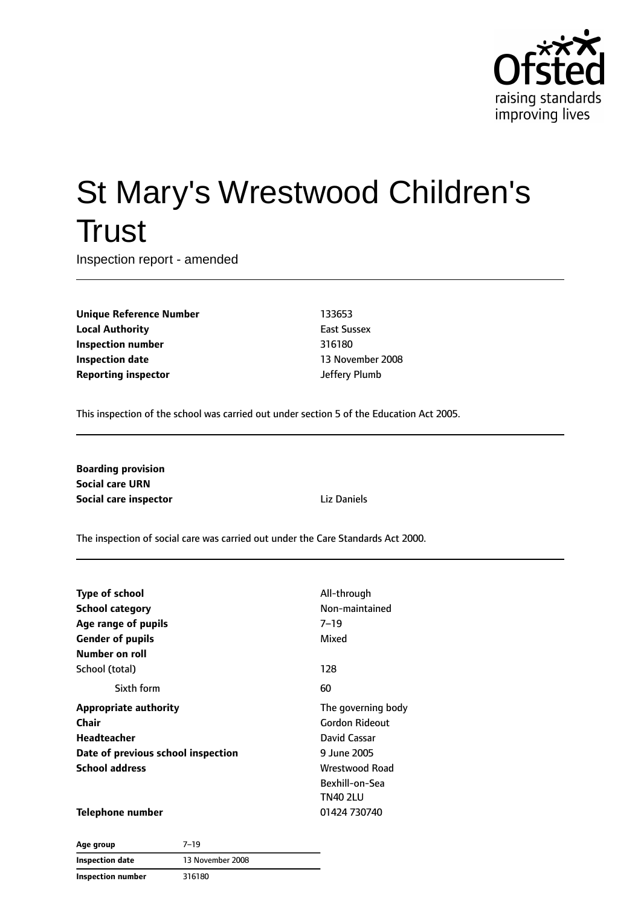# St Mary's Wrestwood Children's Trust

Inspection report - amended

| | |
|---|---|
| **Unique Reference Number** | 133653 |
| **Local Authority** | East Sussex |
| **Inspection number** | 316180 |
| **Inspection date** | 13 November 2008 |
| **Reporting inspector** | Jeffery Plumb |

This inspection of the school was carried out under section 5 of the Education Act 2005.

| | |
|---|---|
| **Boarding provision** | |
| **Social care URN** | |
| **Social care inspector** | Liz Daniels |

The inspection of social care was carried out under the Care Standards Act 2000.

| | |
|---|---|
| **Type of school** | All-through |
| **School category** | Non-maintained |
| **Age range of pupils** | 7–19 |
| **Gender of pupils** | Mixed |
| **Number on roll** | |
| School (total) | 128 |
| Sixth form | 60 |
| **Appropriate authority** | The governing body |
| **Chair** | Gordon Rideout |
| **Headteacher** | David Cassar |
| **Date of previous school inspection** | 9 June 2005 |
| **School address** | Wrestwood Road<br>Bexhill-on-Sea<br>TN40 2LU |
| **Telephone number** | 01424 730740 |

| | |
|---|---|
| **Age group** | 7–19 |
| **Inspection date** | 13 November 2008 |
| **Inspection number** | 316180 |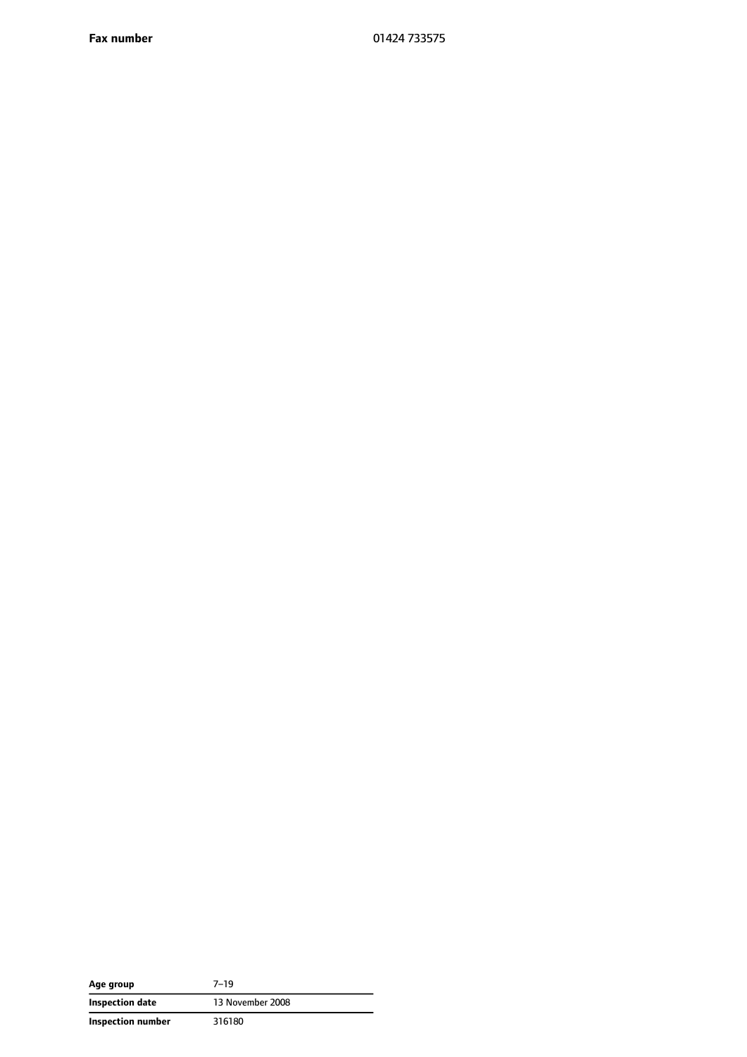| | |
|---|---|
| **Fax number** | 01424 733575 |

| | |
|---|---|
| **Age group** | 7–19 |
| **Inspection date** | 13 November 2008 |
| **Inspection number** | 316180 |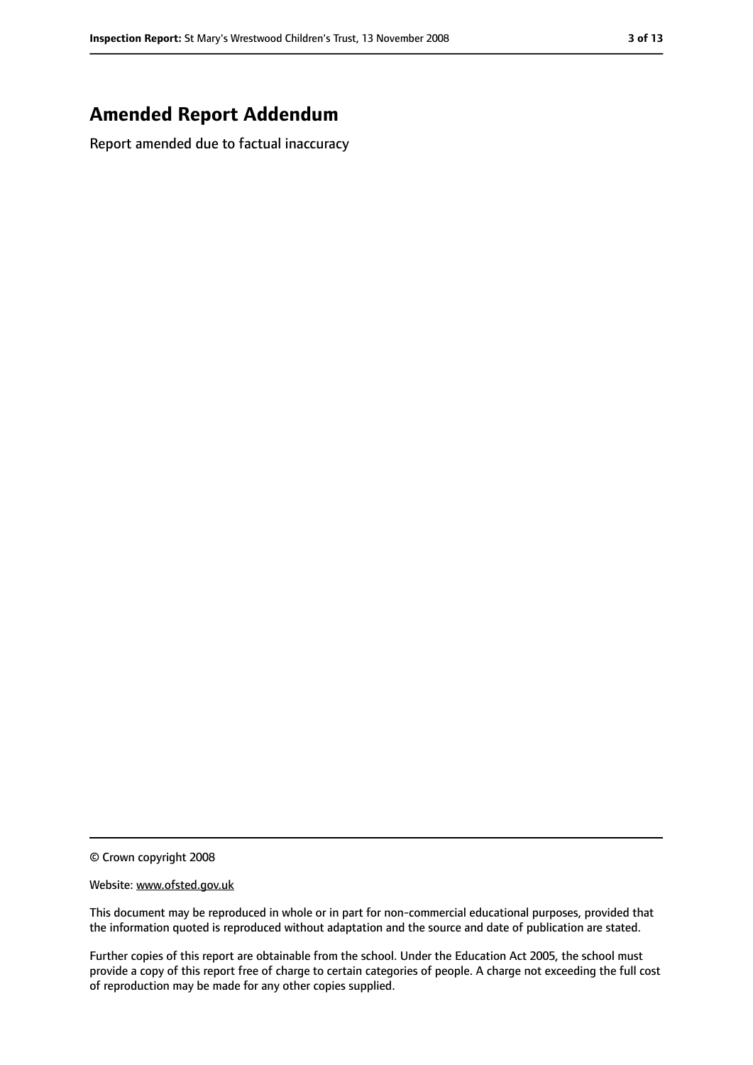# Amended Report Addendum

Report amended due to factual inaccuracy

© Crown copyright 2008

Website: www.ofsted.gov.uk

This document may be reproduced in whole or in part for non-commercial educational purposes, provided that the information quoted is reproduced without adaptation and the source and date of publication are stated.

Further copies of this report are obtainable from the school. Under the Education Act 2005, the school must provide a copy of this report free of charge to certain categories of people. A charge not exceeding the full cost of reproduction may be made for any other copies supplied.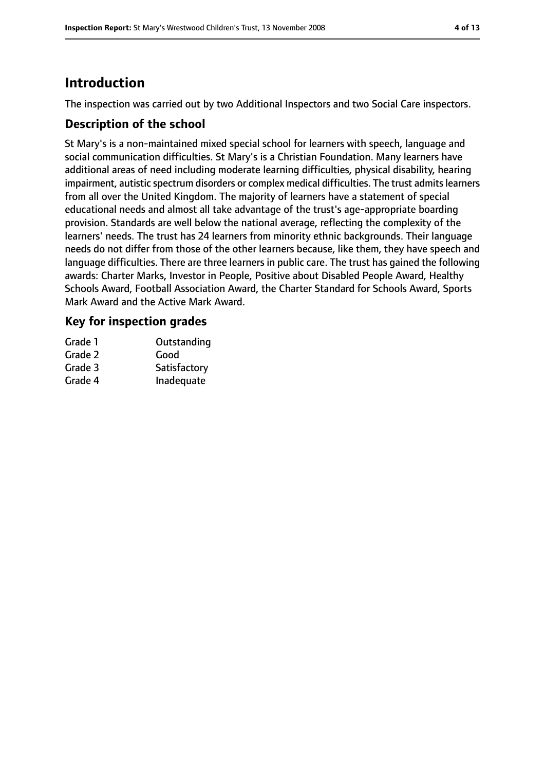# Introduction

The inspection was carried out by two Additional Inspectors and two Social Care inspectors.

## Description of the school

St Mary's is a non-maintained mixed special school for learners with speech, language and social communication difficulties. St Mary's is a Christian Foundation. Many learners have additional areas of need including moderate learning difficulties, physical disability, hearing impairment, autistic spectrum disorders or complex medical difficulties. The trust admits learners from all over the United Kingdom. The majority of learners have a statement of special educational needs and almost all take advantage of the trust's age-appropriate boarding provision. Standards are well below the national average, reflecting the complexity of the learners' needs. The trust has 24 learners from minority ethnic backgrounds. Their language needs do not differ from those of the other learners because, like them, they have speech and language difficulties. There are three learners in public care. The trust has gained the following awards: Charter Marks, Investor in People, Positive about Disabled People Award, Healthy Schools Award, Football Association Award, the Charter Standard for Schools Award, Sports Mark Award and the Active Mark Award.

## Key for inspection grades

| | |
|---|---|
| Grade 1 | Outstanding |
| Grade 2 | Good |
| Grade 3 | Satisfactory |
| Grade 4 | Inadequate |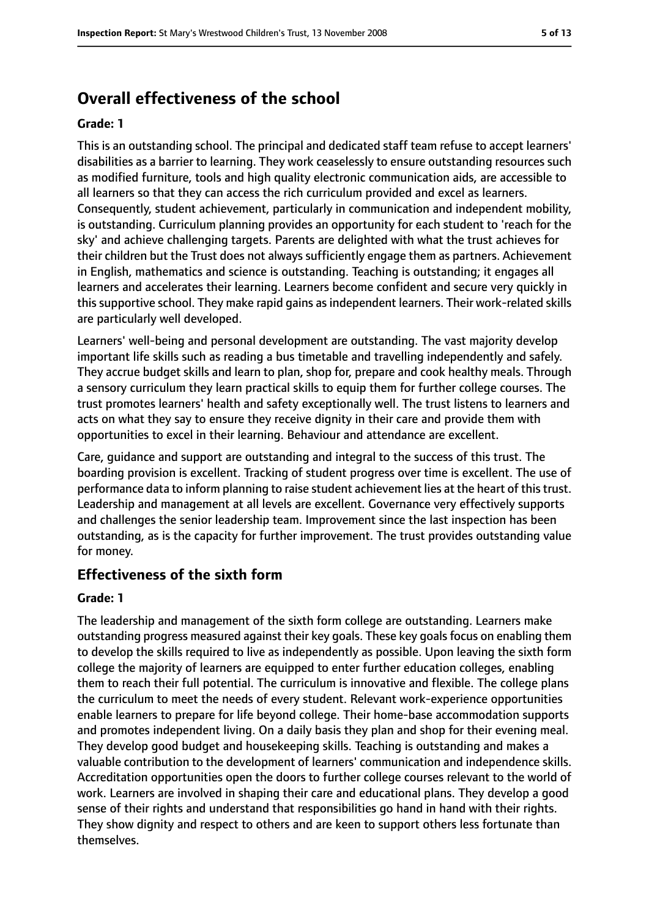## Overall effectiveness of the school

**Grade: 1**

This is an outstanding school. The principal and dedicated staff team refuse to accept learners' disabilities as a barrier to learning. They work ceaselessly to ensure outstanding resources such as modified furniture, tools and high quality electronic communication aids, are accessible to all learners so that they can access the rich curriculum provided and excel as learners. Consequently, student achievement, particularly in communication and independent mobility, is outstanding. Curriculum planning provides an opportunity for each student to 'reach for the sky' and achieve challenging targets. Parents are delighted with what the trust achieves for their children but the Trust does not always sufficiently engage them as partners. Achievement in English, mathematics and science is outstanding. Teaching is outstanding; it engages all learners and accelerates their learning. Learners become confident and secure very quickly in this supportive school. They make rapid gains as independent learners. Their work-related skills are particularly well developed.

Learners' well-being and personal development are outstanding. The vast majority develop important life skills such as reading a bus timetable and travelling independently and safely. They accrue budget skills and learn to plan, shop for, prepare and cook healthy meals. Through a sensory curriculum they learn practical skills to equip them for further college courses. The trust promotes learners' health and safety exceptionally well. The trust listens to learners and acts on what they say to ensure they receive dignity in their care and provide them with opportunities to excel in their learning. Behaviour and attendance are excellent.

Care, guidance and support are outstanding and integral to the success of this trust. The boarding provision is excellent. Tracking of student progress over time is excellent. The use of performance data to inform planning to raise student achievement lies at the heart of this trust. Leadership and management at all levels are excellent. Governance very effectively supports and challenges the senior leadership team. Improvement since the last inspection has been outstanding, as is the capacity for further improvement. The trust provides outstanding value for money.

## Effectiveness of the sixth form

**Grade: 1**

The leadership and management of the sixth form college are outstanding. Learners make outstanding progress measured against their key goals. These key goals focus on enabling them to develop the skills required to live as independently as possible. Upon leaving the sixth form college the majority of learners are equipped to enter further education colleges, enabling them to reach their full potential. The curriculum is innovative and flexible. The college plans the curriculum to meet the needs of every student. Relevant work-experience opportunities enable learners to prepare for life beyond college. Their home-base accommodation supports and promotes independent living. On a daily basis they plan and shop for their evening meal. They develop good budget and housekeeping skills. Teaching is outstanding and makes a valuable contribution to the development of learners' communication and independence skills. Accreditation opportunities open the doors to further college courses relevant to the world of work. Learners are involved in shaping their care and educational plans. They develop a good sense of their rights and understand that responsibilities go hand in hand with their rights. They show dignity and respect to others and are keen to support others less fortunate than themselves.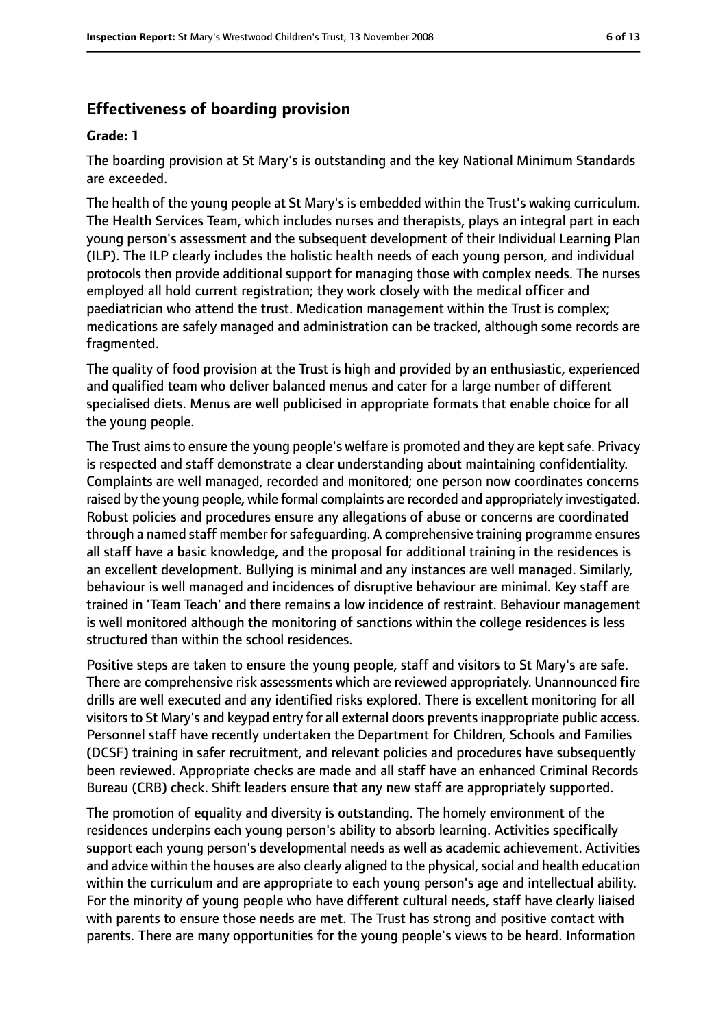## Effectiveness of boarding provision

**Grade: 1**

The boarding provision at St Mary's is outstanding and the key National Minimum Standards are exceeded.

The health of the young people at St Mary's is embedded within the Trust's waking curriculum. The Health Services Team, which includes nurses and therapists, plays an integral part in each young person's assessment and the subsequent development of their Individual Learning Plan (ILP). The ILP clearly includes the holistic health needs of each young person, and individual protocols then provide additional support for managing those with complex needs. The nurses employed all hold current registration; they work closely with the medical officer and paediatrician who attend the trust. Medication management within the Trust is complex; medications are safely managed and administration can be tracked, although some records are fragmented.

The quality of food provision at the Trust is high and provided by an enthusiastic, experienced and qualified team who deliver balanced menus and cater for a large number of different specialised diets. Menus are well publicised in appropriate formats that enable choice for all the young people.

The Trust aims to ensure the young people's welfare is promoted and they are kept safe. Privacy is respected and staff demonstrate a clear understanding about maintaining confidentiality. Complaints are well managed, recorded and monitored; one person now coordinates concerns raised by the young people, while formal complaints are recorded and appropriately investigated. Robust policies and procedures ensure any allegations of abuse or concerns are coordinated through a named staff member for safeguarding. A comprehensive training programme ensures all staff have a basic knowledge, and the proposal for additional training in the residences is an excellent development. Bullying is minimal and any instances are well managed. Similarly, behaviour is well managed and incidences of disruptive behaviour are minimal. Key staff are trained in 'Team Teach' and there remains a low incidence of restraint. Behaviour management is well monitored although the monitoring of sanctions within the college residences is less structured than within the school residences.

Positive steps are taken to ensure the young people, staff and visitors to St Mary's are safe. There are comprehensive risk assessments which are reviewed appropriately. Unannounced fire drills are well executed and any identified risks explored. There is excellent monitoring for all visitors to St Mary's and keypad entry for all external doors prevents inappropriate public access. Personnel staff have recently undertaken the Department for Children, Schools and Families (DCSF) training in safer recruitment, and relevant policies and procedures have subsequently been reviewed. Appropriate checks are made and all staff have an enhanced Criminal Records Bureau (CRB) check. Shift leaders ensure that any new staff are appropriately supported.

The promotion of equality and diversity is outstanding. The homely environment of the residences underpins each young person's ability to absorb learning. Activities specifically support each young person's developmental needs as well as academic achievement. Activities and advice within the houses are also clearly aligned to the physical, social and health education within the curriculum and are appropriate to each young person's age and intellectual ability. For the minority of young people who have different cultural needs, staff have clearly liaised with parents to ensure those needs are met. The Trust has strong and positive contact with parents. There are many opportunities for the young people's views to be heard. Information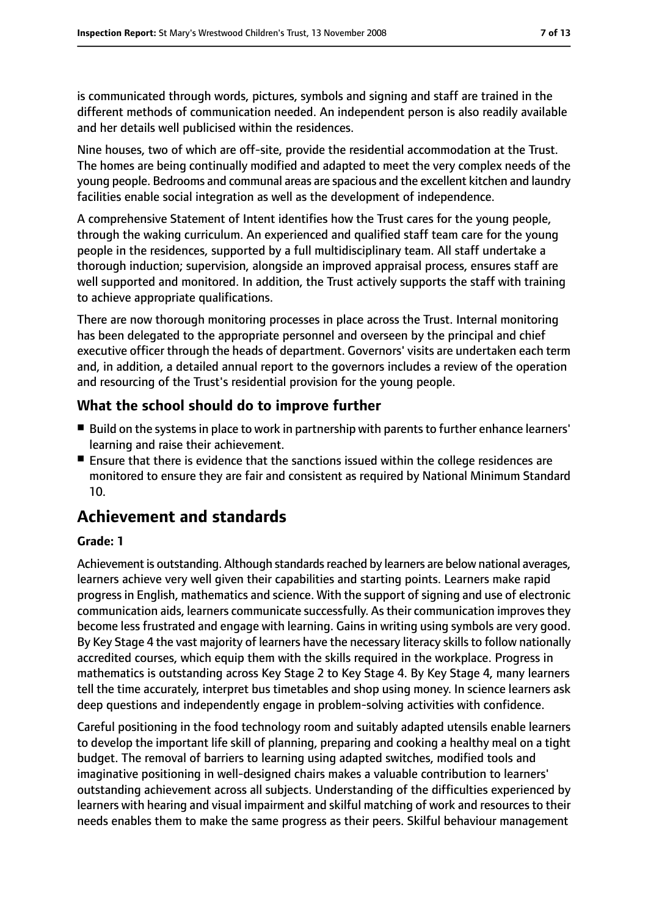is communicated through words, pictures, symbols and signing and staff are trained in the different methods of communication needed. An independent person is also readily available and her details well publicised within the residences.

Nine houses, two of which are off-site, provide the residential accommodation at the Trust. The homes are being continually modified and adapted to meet the very complex needs of the young people. Bedrooms and communal areas are spacious and the excellent kitchen and laundry facilities enable social integration as well as the development of independence.

A comprehensive Statement of Intent identifies how the Trust cares for the young people, through the waking curriculum. An experienced and qualified staff team care for the young people in the residences, supported by a full multidisciplinary team. All staff undertake a thorough induction; supervision, alongside an improved appraisal process, ensures staff are well supported and monitored. In addition, the Trust actively supports the staff with training to achieve appropriate qualifications.

There are now thorough monitoring processes in place across the Trust. Internal monitoring has been delegated to the appropriate personnel and overseen by the principal and chief executive officer through the heads of department. Governors' visits are undertaken each term and, in addition, a detailed annual report to the governors includes a review of the operation and resourcing of the Trust's residential provision for the young people.

### What the school should do to improve further

- Build on the systems in place to work in partnership with parents to further enhance learners' learning and raise their achievement.
- Ensure that there is evidence that the sanctions issued within the college residences are monitored to ensure they are fair and consistent as required by National Minimum Standard 10.

## Achievement and standards

**Grade: 1**

Achievement is outstanding. Although standards reached by learners are below national averages, learners achieve very well given their capabilities and starting points. Learners make rapid progress in English, mathematics and science. With the support of signing and use of electronic communication aids, learners communicate successfully. As their communication improves they become less frustrated and engage with learning. Gains in writing using symbols are very good. By Key Stage 4 the vast majority of learners have the necessary literacy skills to follow nationally accredited courses, which equip them with the skills required in the workplace. Progress in mathematics is outstanding across Key Stage 2 to Key Stage 4. By Key Stage 4, many learners tell the time accurately, interpret bus timetables and shop using money. In science learners ask deep questions and independently engage in problem-solving activities with confidence.

Careful positioning in the food technology room and suitably adapted utensils enable learners to develop the important life skill of planning, preparing and cooking a healthy meal on a tight budget. The removal of barriers to learning using adapted switches, modified tools and imaginative positioning in well-designed chairs makes a valuable contribution to learners' outstanding achievement across all subjects. Understanding of the difficulties experienced by learners with hearing and visual impairment and skilful matching of work and resources to their needs enables them to make the same progress as their peers. Skilful behaviour management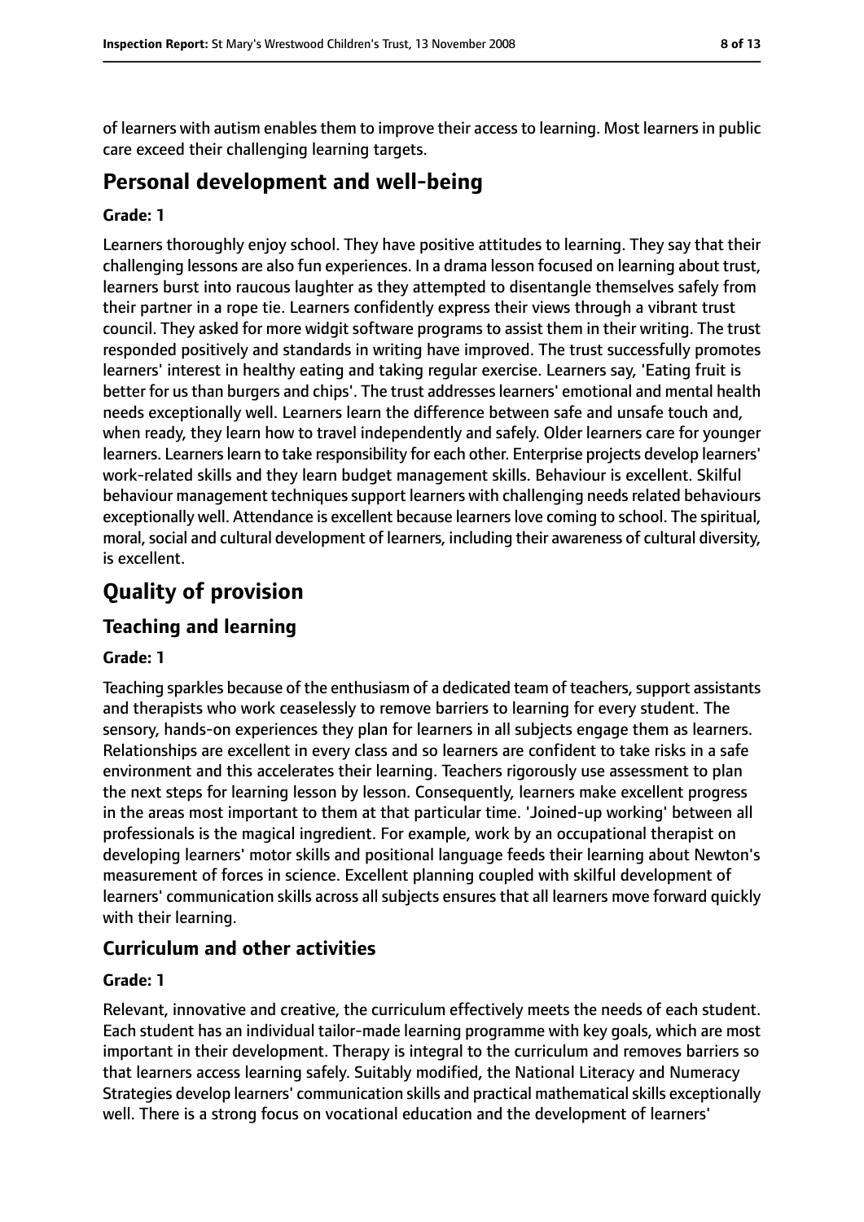of learners with autism enables them to improve their access to learning. Most learners in public care exceed their challenging learning targets.

## Personal development and well-being

**Grade: 1**

Learners thoroughly enjoy school. They have positive attitudes to learning. They say that their challenging lessons are also fun experiences. In a drama lesson focused on learning about trust, learners burst into raucous laughter as they attempted to disentangle themselves safely from their partner in a rope tie. Learners confidently express their views through a vibrant trust council. They asked for more widgit software programs to assist them in their writing. The trust responded positively and standards in writing have improved. The trust successfully promotes learners' interest in healthy eating and taking regular exercise. Learners say, 'Eating fruit is better for us than burgers and chips'. The trust addresses learners' emotional and mental health needs exceptionally well. Learners learn the difference between safe and unsafe touch and, when ready, they learn how to travel independently and safely. Older learners care for younger learners. Learners learn to take responsibility for each other. Enterprise projects develop learners' work-related skills and they learn budget management skills. Behaviour is excellent. Skilful behaviour management techniques support learners with challenging needs related behaviours exceptionally well. Attendance is excellent because learners love coming to school. The spiritual, moral, social and cultural development of learners, including their awareness of cultural diversity, is excellent.

# Quality of provision

## Teaching and learning

**Grade: 1**

Teaching sparkles because of the enthusiasm of a dedicated team of teachers, support assistants and therapists who work ceaselessly to remove barriers to learning for every student. The sensory, hands-on experiences they plan for learners in all subjects engage them as learners. Relationships are excellent in every class and so learners are confident to take risks in a safe environment and this accelerates their learning. Teachers rigorously use assessment to plan the next steps for learning lesson by lesson. Consequently, learners make excellent progress in the areas most important to them at that particular time. 'Joined-up working' between all professionals is the magical ingredient. For example, work by an occupational therapist on developing learners' motor skills and positional language feeds their learning about Newton's measurement of forces in science. Excellent planning coupled with skilful development of learners' communication skills across all subjects ensures that all learners move forward quickly with their learning.

## Curriculum and other activities

**Grade: 1**

Relevant, innovative and creative, the curriculum effectively meets the needs of each student. Each student has an individual tailor-made learning programme with key goals, which are most important in their development. Therapy is integral to the curriculum and removes barriers so that learners access learning safely. Suitably modified, the National Literacy and Numeracy Strategies develop learners' communication skills and practical mathematical skills exceptionally well. There is a strong focus on vocational education and the development of learners'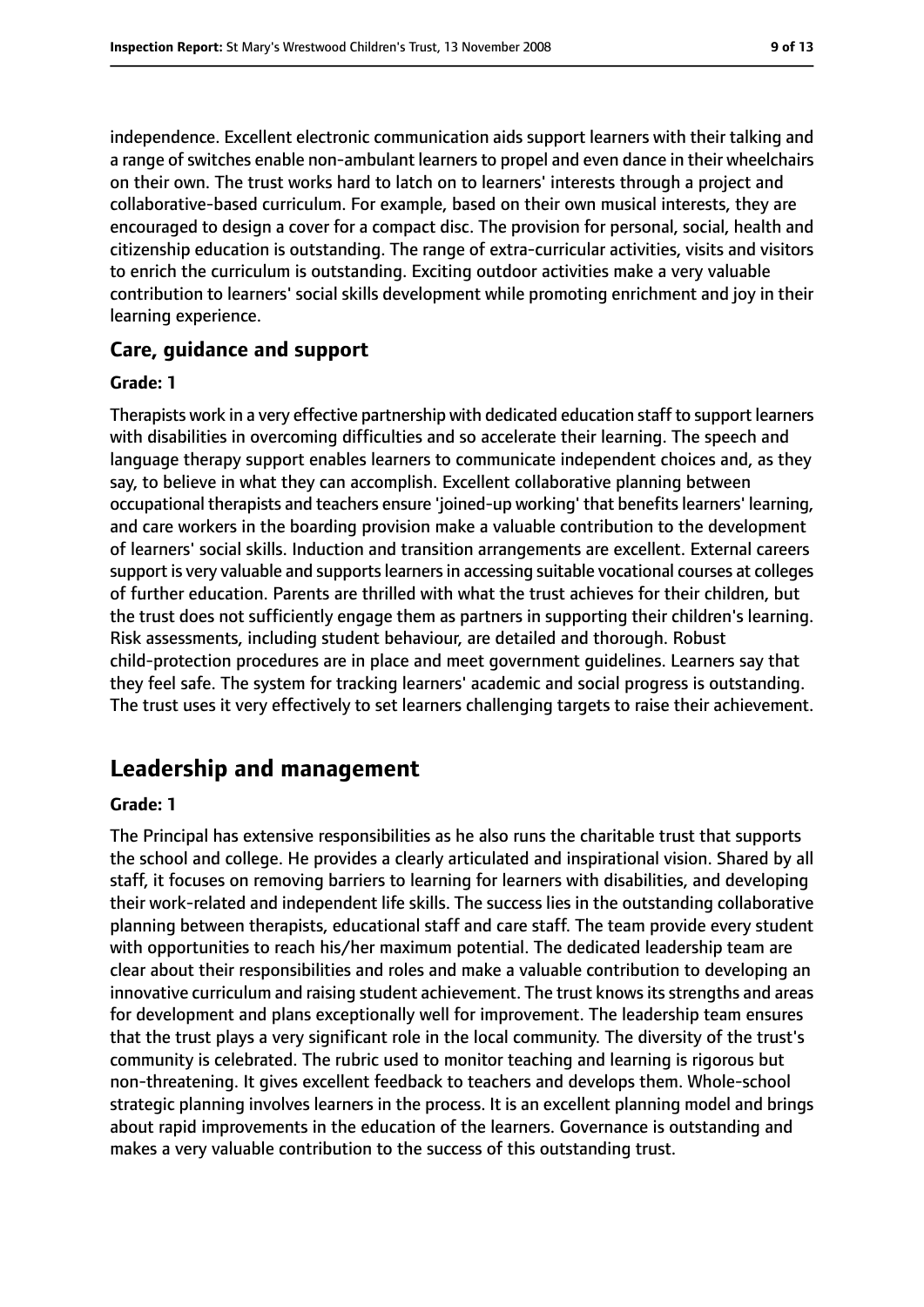independence. Excellent electronic communication aids support learners with their talking and a range of switches enable non-ambulant learners to propel and even dance in their wheelchairs on their own. The trust works hard to latch on to learners' interests through a project and collaborative-based curriculum. For example, based on their own musical interests, they are encouraged to design a cover for a compact disc. The provision for personal, social, health and citizenship education is outstanding. The range of extra-curricular activities, visits and visitors to enrich the curriculum is outstanding. Exciting outdoor activities make a very valuable contribution to learners' social skills development while promoting enrichment and joy in their learning experience.

### Care, guidance and support

#### Grade: 1

Therapists work in a very effective partnership with dedicated education staff to support learners with disabilities in overcoming difficulties and so accelerate their learning. The speech and language therapy support enables learners to communicate independent choices and, as they say, to believe in what they can accomplish. Excellent collaborative planning between occupational therapists and teachers ensure 'joined-up working' that benefits learners' learning, and care workers in the boarding provision make a valuable contribution to the development of learners' social skills. Induction and transition arrangements are excellent. External careers support is very valuable and supports learners in accessing suitable vocational courses at colleges of further education. Parents are thrilled with what the trust achieves for their children, but the trust does not sufficiently engage them as partners in supporting their children's learning. Risk assessments, including student behaviour, are detailed and thorough. Robust child-protection procedures are in place and meet government guidelines. Learners say that they feel safe. The system for tracking learners' academic and social progress is outstanding. The trust uses it very effectively to set learners challenging targets to raise their achievement.

## Leadership and management

#### Grade: 1

The Principal has extensive responsibilities as he also runs the charitable trust that supports the school and college. He provides a clearly articulated and inspirational vision. Shared by all staff, it focuses on removing barriers to learning for learners with disabilities, and developing their work-related and independent life skills. The success lies in the outstanding collaborative planning between therapists, educational staff and care staff. The team provide every student with opportunities to reach his/her maximum potential. The dedicated leadership team are clear about their responsibilities and roles and make a valuable contribution to developing an innovative curriculum and raising student achievement. The trust knows its strengths and areas for development and plans exceptionally well for improvement. The leadership team ensures that the trust plays a very significant role in the local community. The diversity of the trust's community is celebrated. The rubric used to monitor teaching and learning is rigorous but non-threatening. It gives excellent feedback to teachers and develops them. Whole-school strategic planning involves learners in the process. It is an excellent planning model and brings about rapid improvements in the education of the learners. Governance is outstanding and makes a very valuable contribution to the success of this outstanding trust.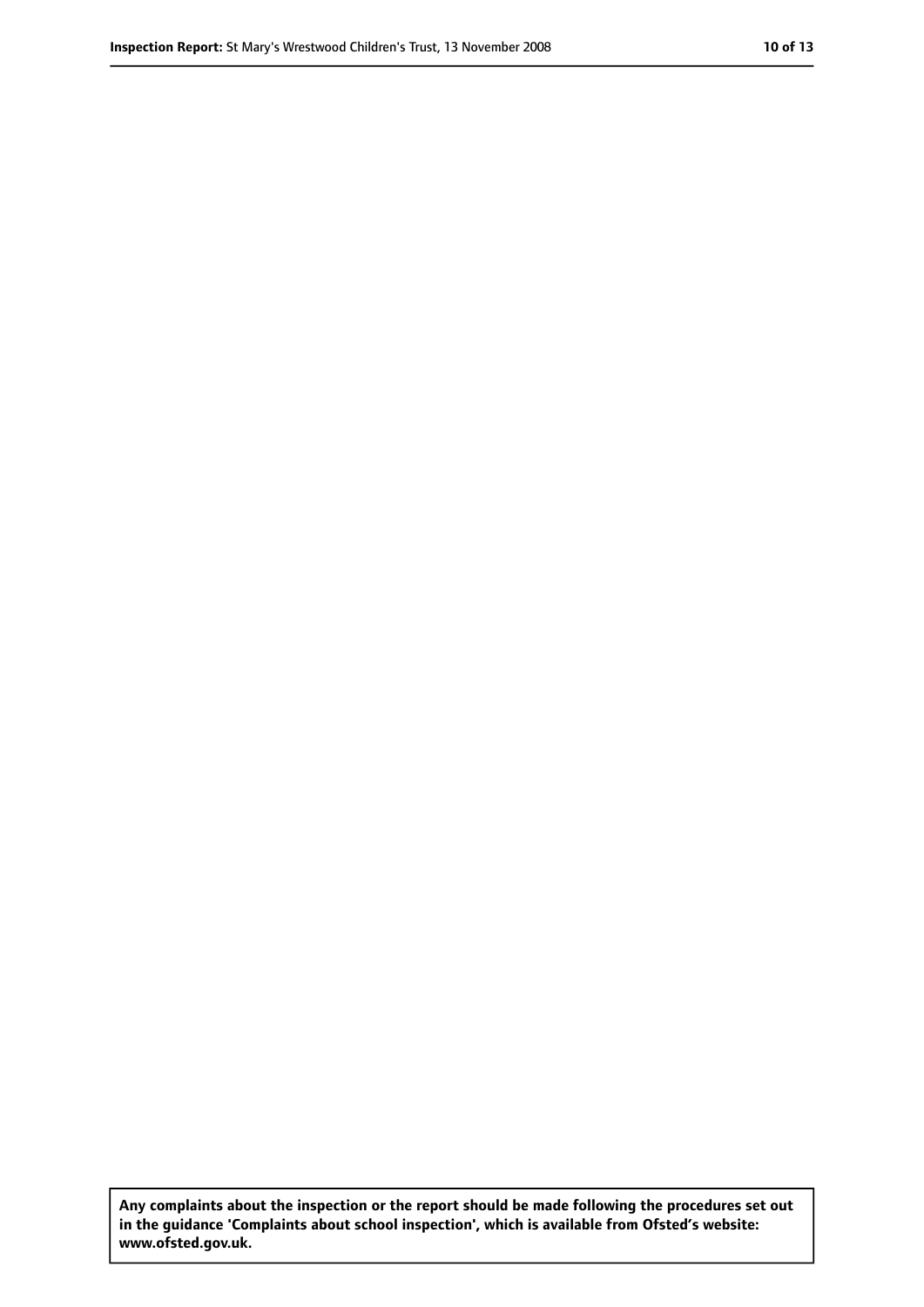**Any complaints about the inspection or the report should be made following the procedures set out in the guidance 'Complaints about school inspection', which is available from Ofsted's website: www.ofsted.gov.uk.**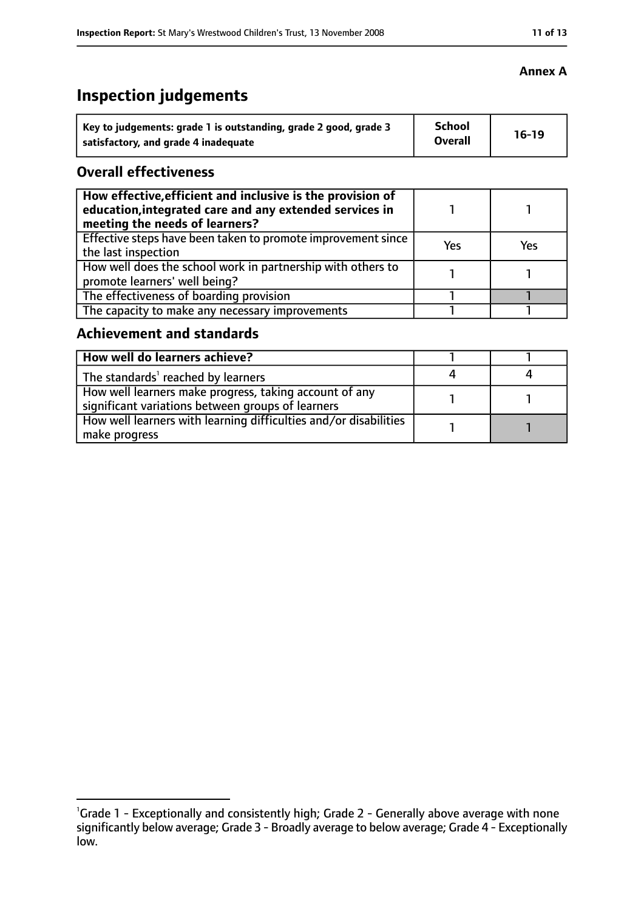**Annex A**

# Inspection judgements

| Key to judgements: grade 1 is outstanding, grade 2 good, grade 3 satisfactory, and grade 4 inadequate | School Overall | 16-19 |
|---|---|---|

## Overall effectiveness

| | | |
|---|---|---|
| **How effective, efficient and inclusive is the provision of education, integrated care and any extended services in meeting the needs of learners?** | 1 | 1 |
| Effective steps have been taken to promote improvement since the last inspection | Yes | Yes |
| How well does the school work in partnership with others to promote learners' well being? | 1 | 1 |
| The effectiveness of boarding provision | 1 | 1 |
| The capacity to make any necessary improvements | 1 | 1 |

## Achievement and standards

| | | |
|---|---|---|
| **How well do learners achieve?** | 1 | 1 |
| The standards[1] reached by learners | 4 | 4 |
| How well learners make progress, taking account of any significant variations between groups of learners | 1 | 1 |
| How well learners with learning difficulties and/or disabilities make progress | 1 | 1 |

[1] Grade 1 - Exceptionally and consistently high; Grade 2 - Generally above average with none significantly below average; Grade 3 - Broadly average to below average; Grade 4 - Exceptionally low.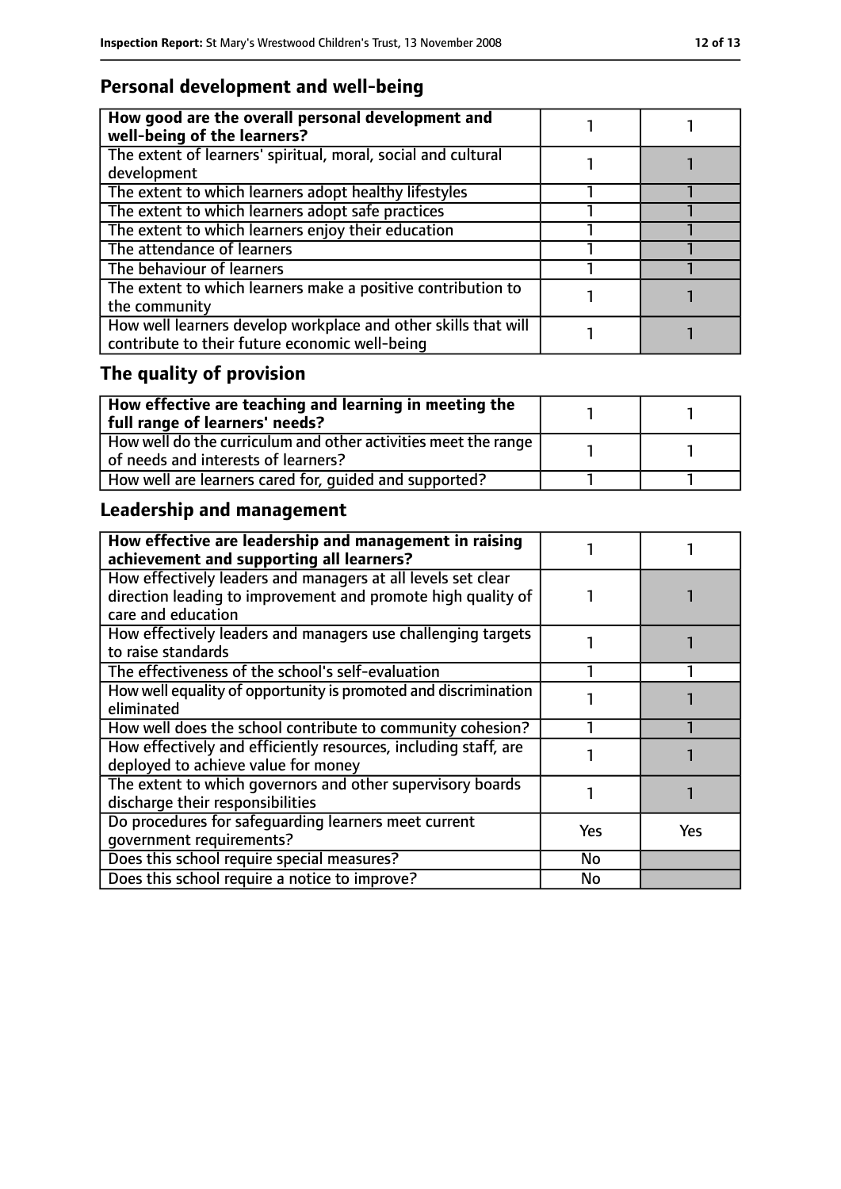## Personal development and well-being

| | | |
|---|---|---|
| **How good are the overall personal development and well-being of the learners?** | 1 | 1 |
| The extent of learners' spiritual, moral, social and cultural development | 1 | 1 |
| The extent to which learners adopt healthy lifestyles | 1 | 1 |
| The extent to which learners adopt safe practices | 1 | 1 |
| The extent to which learners enjoy their education | 1 | 1 |
| The attendance of learners | 1 | 1 |
| The behaviour of learners | 1 | 1 |
| The extent to which learners make a positive contribution to the community | 1 | 1 |
| How well learners develop workplace and other skills that will contribute to their future economic well-being | 1 | 1 |

## The quality of provision

| | | |
|---|---|---|
| **How effective are teaching and learning in meeting the full range of learners' needs?** | 1 | 1 |
| How well do the curriculum and other activities meet the range of needs and interests of learners? | 1 | 1 |
| How well are learners cared for, guided and supported? | 1 | 1 |

## Leadership and management

| | | |
|---|---|---|
| **How effective are leadership and management in raising achievement and supporting all learners?** | 1 | 1 |
| How effectively leaders and managers at all levels set clear direction leading to improvement and promote high quality of care and education | 1 | 1 |
| How effectively leaders and managers use challenging targets to raise standards | 1 | 1 |
| The effectiveness of the school's self-evaluation | 1 | 1 |
| How well equality of opportunity is promoted and discrimination eliminated | 1 | 1 |
| How well does the school contribute to community cohesion? | 1 | 1 |
| How effectively and efficiently resources, including staff, are deployed to achieve value for money | 1 | 1 |
| The extent to which governors and other supervisory boards discharge their responsibilities | 1 | 1 |
| Do procedures for safeguarding learners meet current government requirements? | Yes | Yes |
| Does this school require special measures? | No | |
| Does this school require a notice to improve? | No | |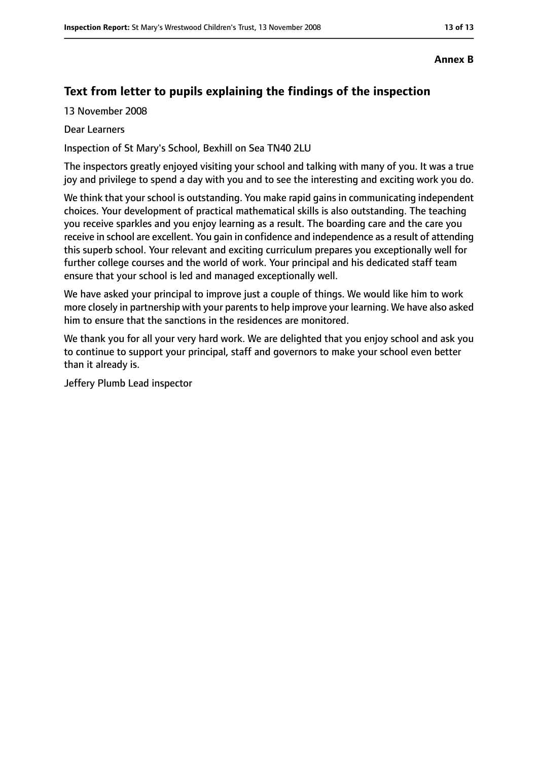**Annex B**

## Text from letter to pupils explaining the findings of the inspection

13 November 2008

Dear Learners

Inspection of St Mary's School, Bexhill on Sea TN40 2LU

The inspectors greatly enjoyed visiting your school and talking with many of you. It was a true joy and privilege to spend a day with you and to see the interesting and exciting work you do.

We think that your school is outstanding. You make rapid gains in communicating independent choices. Your development of practical mathematical skills is also outstanding. The teaching you receive sparkles and you enjoy learning as a result. The boarding care and the care you receive in school are excellent. You gain in confidence and independence as a result of attending this superb school. Your relevant and exciting curriculum prepares you exceptionally well for further college courses and the world of work. Your principal and his dedicated staff team ensure that your school is led and managed exceptionally well.

We have asked your principal to improve just a couple of things. We would like him to work more closely in partnership with your parents to help improve your learning. We have also asked him to ensure that the sanctions in the residences are monitored.

We thank you for all your very hard work. We are delighted that you enjoy school and ask you to continue to support your principal, staff and governors to make your school even better than it already is.

Jeffery Plumb Lead inspector